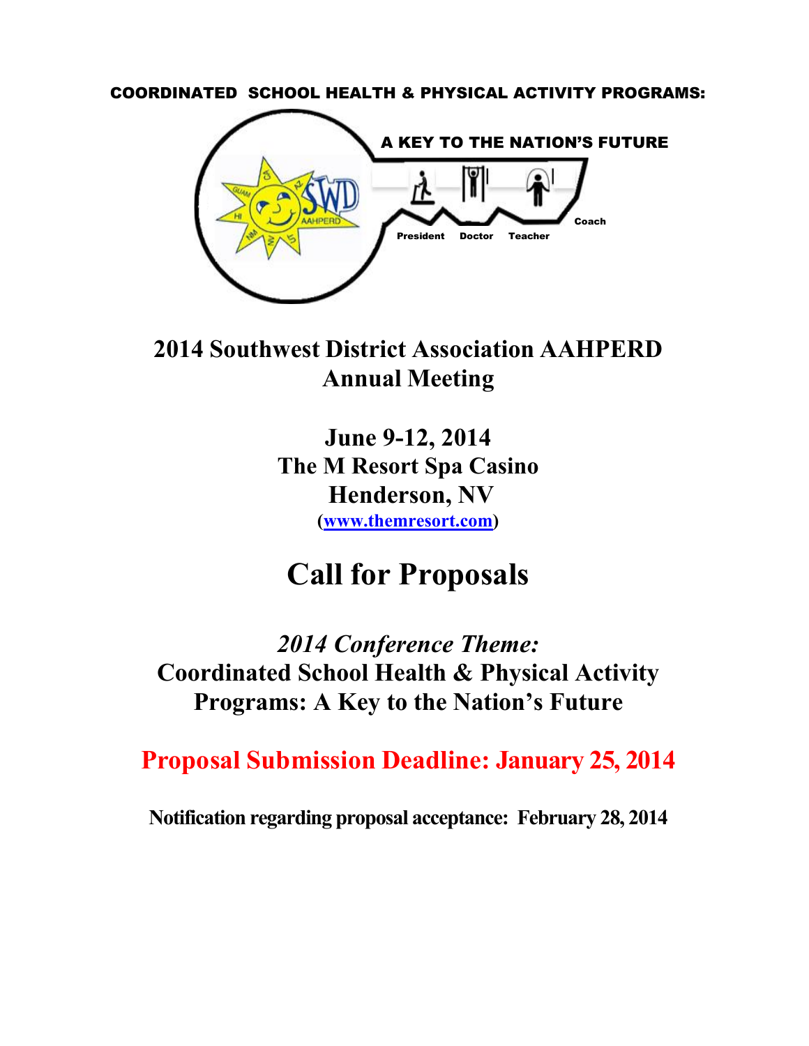COORDINATED SCHOOL HEALTH & PHYSICAL ACTIVITY PROGRAMS:

A KEY TO THE NATION'S FUTURE

President Doctor Teacher Coach

# 2014 Southwest District Association AAHPERD Annual Meeting

## June 9-12, 2014
## The M Resort Spa Casino
## Henderson, NV

**([www.themresort.com](http://www.themresort.com))**

# Call for Proposals

## *2014 Conference Theme:*
## Coordinated School Health & Physical Activity Programs: A Key to the Nation's Future

## Proposal Submission Deadline: January 25, 2014

**Notification regarding proposal acceptance: February 28, 2014**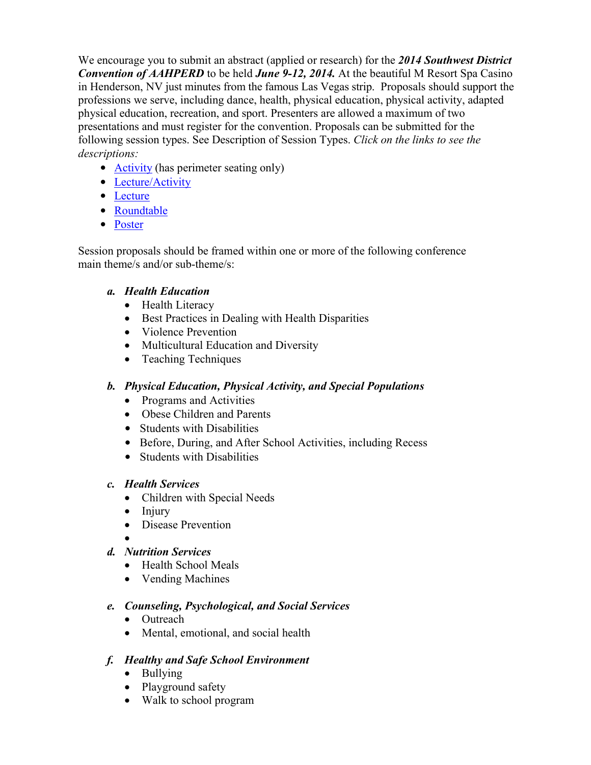We encourage you to submit an abstract (applied or research) for the ***2014 Southwest District Convention of AAHPERD*** to be held ***June 9-12, 2014.*** At the beautiful M Resort Spa Casino in Henderson, NV just minutes from the famous Las Vegas strip. Proposals should support the professions we serve, including dance, health, physical education, physical activity, adapted physical education, recreation, and sport. Presenters are allowed a maximum of two presentations and must register for the convention. Proposals can be submitted for the following session types. See Description of Session Types. *Click on the links to see the descriptions:*

- Activity (has perimeter seating only)
- Lecture/Activity
- Lecture
- Roundtable
- Poster

Session proposals should be framed within one or more of the following conference main theme/s and/or sub-theme/s:

***a. Health Education***
- Health Literacy
- Best Practices in Dealing with Health Disparities
- Violence Prevention
- Multicultural Education and Diversity
- Teaching Techniques

***b. Physical Education, Physical Activity, and Special Populations***
- Programs and Activities
- Obese Children and Parents
- Students with Disabilities
- Before, During, and After School Activities, including Recess
- Students with Disabilities

***c. Health Services***
- Children with Special Needs
- Injury
- Disease Prevention

***d. Nutrition Services***
- Health School Meals
- Vending Machines

***e. Counseling, Psychological, and Social Services***
- Outreach
- Mental, emotional, and social health

***f. Healthy and Safe School Environment***
- Bullying
- Playground safety
- Walk to school program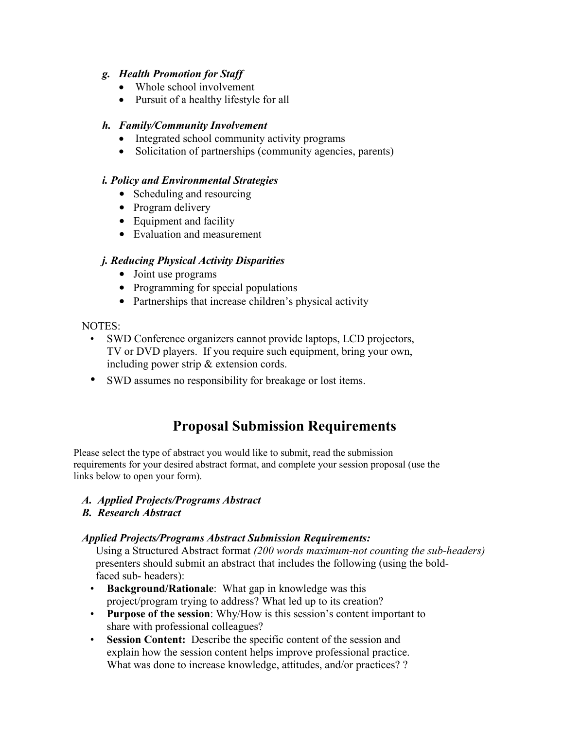*g. **Health Promotion for Staff***

- Whole school involvement
- Pursuit of a healthy lifestyle for all

*h. **Family/Community Involvement***

- Integrated school community activity programs
- Solicitation of partnerships (community agencies, parents)

***i. Policy and Environmental Strategies***

- Scheduling and resourcing
- Program delivery
- Equipment and facility
- Evaluation and measurement

***j. Reducing Physical Activity Disparities***

- Joint use programs
- Programming for special populations
- Partnerships that increase children's physical activity

NOTES:

- SWD Conference organizers cannot provide laptops, LCD projectors, TV or DVD players. If you require such equipment, bring your own, including power strip & extension cords.
- SWD assumes no responsibility for breakage or lost items.

# Proposal Submission Requirements

Please select the type of abstract you would like to submit, read the submission requirements for your desired abstract format, and complete your session proposal (use the links below to open your form).

***A. Applied Projects/Programs Abstract***
***B. Research Abstract***

***Applied Projects/Programs Abstract Submission Requirements:***

Using a Structured Abstract format *(200 words maximum-not counting the sub-headers)* presenters should submit an abstract that includes the following (using the bold-faced sub- headers):

- **Background/Rationale**: What gap in knowledge was this project/program trying to address? What led up to its creation?
- **Purpose of the session**: Why/How is this session's content important to share with professional colleagues?
- **Session Content:** Describe the specific content of the session and explain how the session content helps improve professional practice. What was done to increase knowledge, attitudes, and/or practices? ?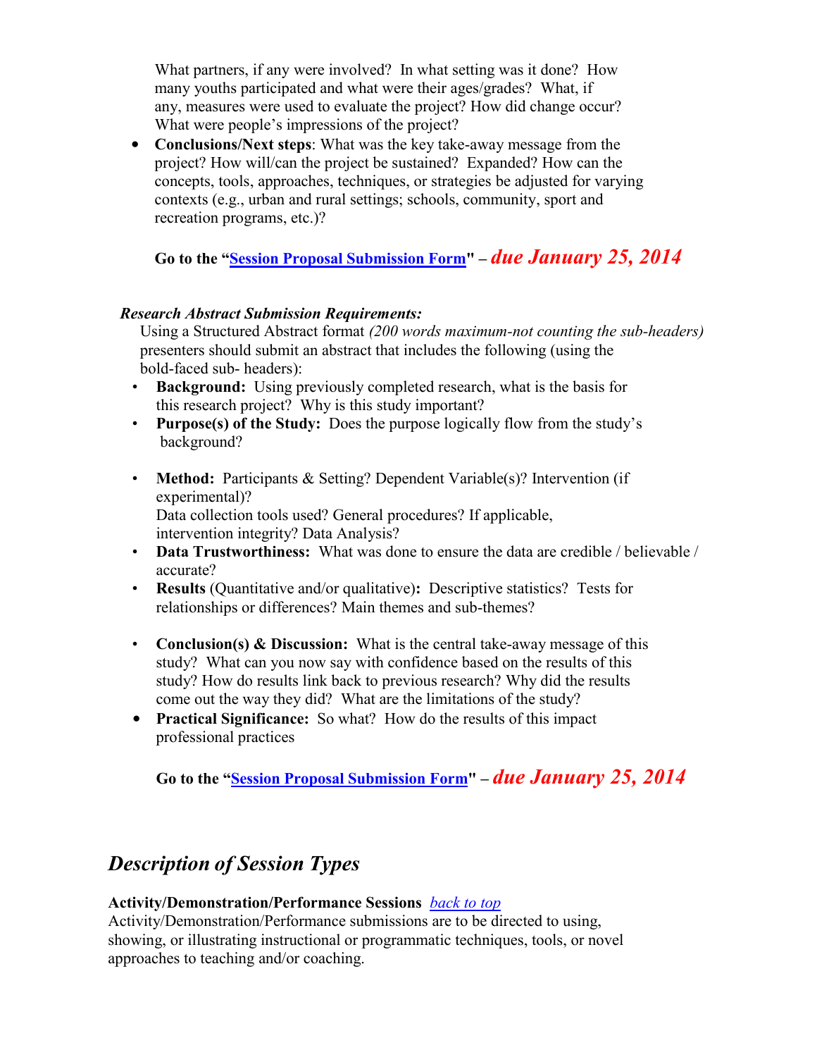What partners, if any were involved? In what setting was it done? How many youths participated and what were their ages/grades? What, if any, measures were used to evaluate the project? How did change occur? What were people's impressions of the project?

- **Conclusions/Next steps**: What was the key take-away message from the project? How will/can the project be sustained? Expanded? How can the concepts, tools, approaches, techniques, or strategies be adjusted for varying contexts (e.g., urban and rural settings; schools, community, sport and recreation programs, etc.)?

**Go to the "[Session Proposal Submission Form]()" –** ***due January 25, 2014***

***Research Abstract Submission Requirements:***

Using a Structured Abstract format *(200 words maximum-not counting the sub-headers)* presenters should submit an abstract that includes the following (using the bold-faced sub- headers):

- **Background:** Using previously completed research, what is the basis for this research project? Why is this study important?
- **Purpose(s) of the Study:** Does the purpose logically flow from the study's background?
- **Method:** Participants & Setting? Dependent Variable(s)? Intervention (if experimental)?
  Data collection tools used? General procedures? If applicable, intervention integrity? Data Analysis?
- **Data Trustworthiness:** What was done to ensure the data are credible / believable / accurate?
- **Results** (Quantitative and/or qualitative)**:** Descriptive statistics? Tests for relationships or differences? Main themes and sub-themes?
- **Conclusion(s) & Discussion:** What is the central take-away message of this study? What can you now say with confidence based on the results of this study? How do results link back to previous research? Why did the results come out the way they did? What are the limitations of the study?
- **Practical Significance:** So what? How do the results of this impact professional practices

**Go to the "[Session Proposal Submission Form]()" –** ***due January 25, 2014***

## *Description of Session Types*

**Activity/Demonstration/Performance Sessions** *[back to top]()*

Activity/Demonstration/Performance submissions are to be directed to using, showing, or illustrating instructional or programmatic techniques, tools, or novel approaches to teaching and/or coaching.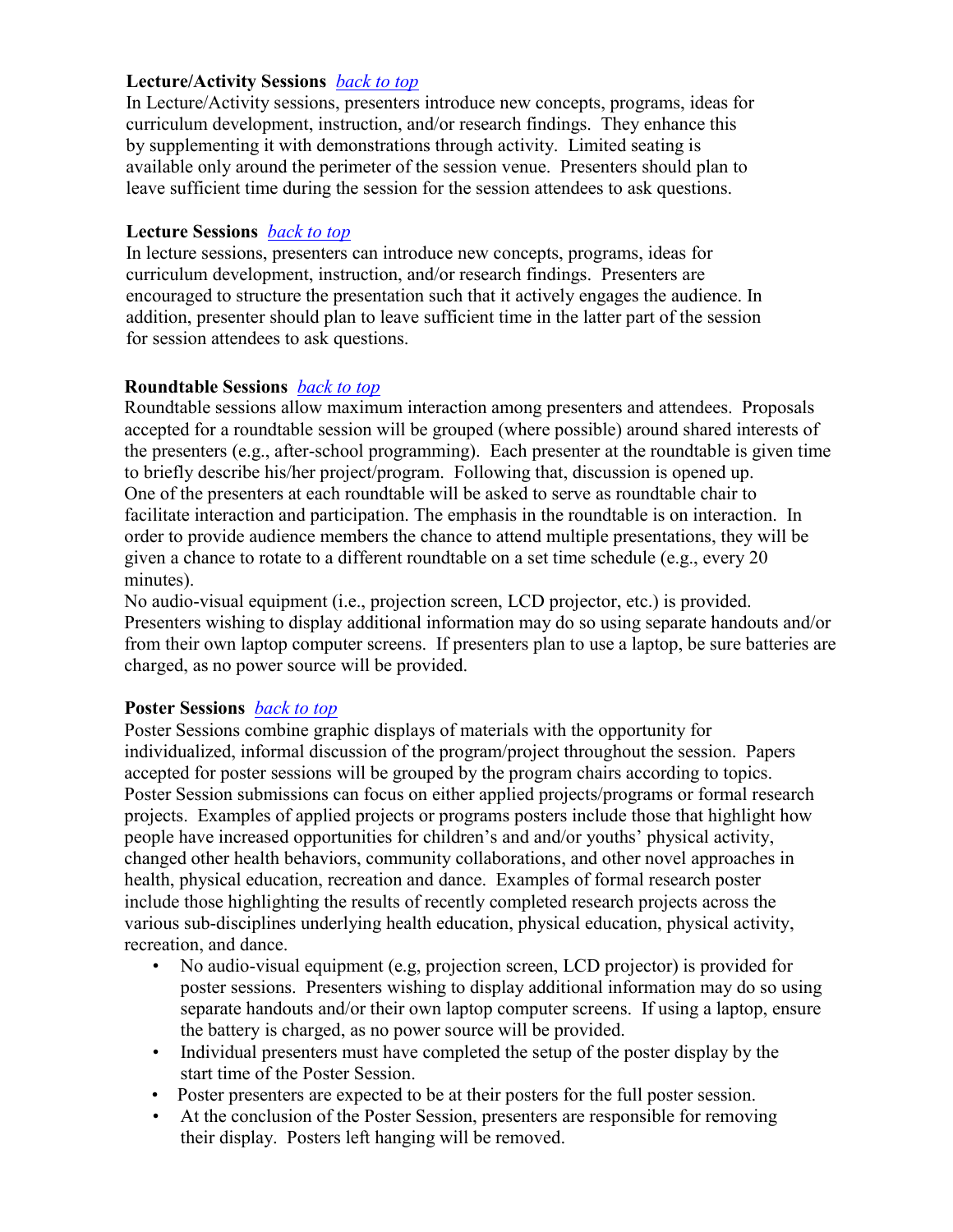**Lecture/Activity Sessions** *back to top*

In Lecture/Activity sessions, presenters introduce new concepts, programs, ideas for curriculum development, instruction, and/or research findings. They enhance this by supplementing it with demonstrations through activity. Limited seating is available only around the perimeter of the session venue. Presenters should plan to leave sufficient time during the session for the session attendees to ask questions.

**Lecture Sessions** *back to top*

In lecture sessions, presenters can introduce new concepts, programs, ideas for curriculum development, instruction, and/or research findings. Presenters are encouraged to structure the presentation such that it actively engages the audience. In addition, presenter should plan to leave sufficient time in the latter part of the session for session attendees to ask questions.

**Roundtable Sessions** *back to top*

Roundtable sessions allow maximum interaction among presenters and attendees. Proposals accepted for a roundtable session will be grouped (where possible) around shared interests of the presenters (e.g., after-school programming). Each presenter at the roundtable is given time to briefly describe his/her project/program. Following that, discussion is opened up. One of the presenters at each roundtable will be asked to serve as roundtable chair to facilitate interaction and participation. The emphasis in the roundtable is on interaction. In order to provide audience members the chance to attend multiple presentations, they will be given a chance to rotate to a different roundtable on a set time schedule (e.g., every 20 minutes).

No audio-visual equipment (i.e., projection screen, LCD projector, etc.) is provided. Presenters wishing to display additional information may do so using separate handouts and/or from their own laptop computer screens. If presenters plan to use a laptop, be sure batteries are charged, as no power source will be provided.

**Poster Sessions** *back to top*

Poster Sessions combine graphic displays of materials with the opportunity for individualized, informal discussion of the program/project throughout the session. Papers accepted for poster sessions will be grouped by the program chairs according to topics. Poster Session submissions can focus on either applied projects/programs or formal research projects. Examples of applied projects or programs posters include those that highlight how people have increased opportunities for children's and and/or youths' physical activity, changed other health behaviors, community collaborations, and other novel approaches in health, physical education, recreation and dance. Examples of formal research poster include those highlighting the results of recently completed research projects across the various sub-disciplines underlying health education, physical education, physical activity, recreation, and dance.

- No audio-visual equipment (e.g, projection screen, LCD projector) is provided for poster sessions. Presenters wishing to display additional information may do so using separate handouts and/or their own laptop computer screens. If using a laptop, ensure the battery is charged, as no power source will be provided.
- Individual presenters must have completed the setup of the poster display by the start time of the Poster Session.
- Poster presenters are expected to be at their posters for the full poster session.
- At the conclusion of the Poster Session, presenters are responsible for removing their display. Posters left hanging will be removed.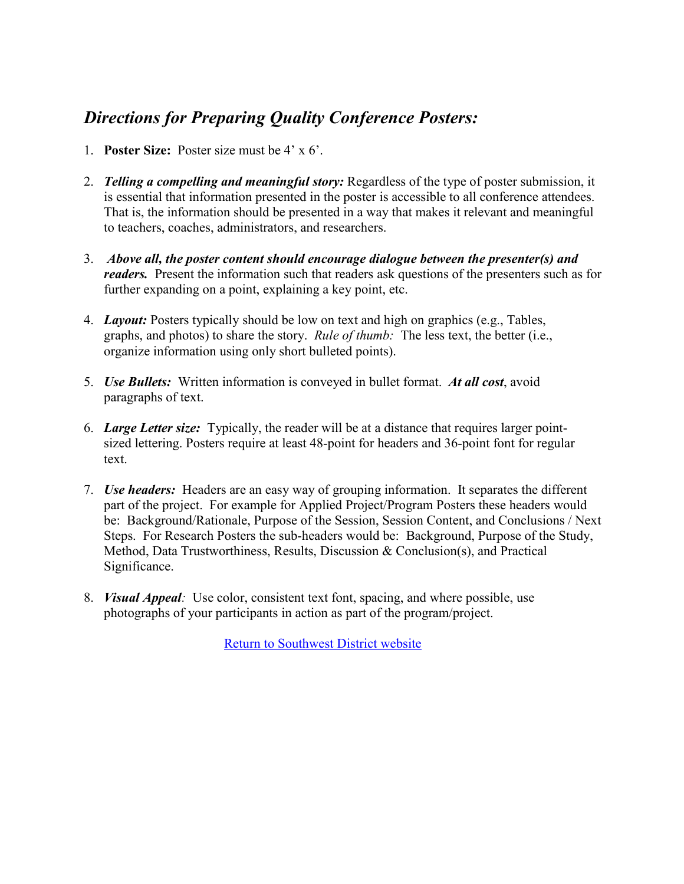## *Directions for Preparing Quality Conference Posters:*

1. **Poster Size:** Poster size must be 4' x 6'.

2. ***Telling a compelling and meaningful story:*** Regardless of the type of poster submission, it is essential that information presented in the poster is accessible to all conference attendees. That is, the information should be presented in a way that makes it relevant and meaningful to teachers, coaches, administrators, and researchers.

3. ***Above all, the poster content should encourage dialogue between the presenter(s) and readers.*** Present the information such that readers ask questions of the presenters such as for further expanding on a point, explaining a key point, etc.

4. ***Layout:*** Posters typically should be low on text and high on graphics (e.g., Tables, graphs, and photos) to share the story. *Rule of thumb:* The less text, the better (i.e., organize information using only short bulleted points).

5. ***Use Bullets:*** Written information is conveyed in bullet format. ***At all cost***, avoid paragraphs of text.

6. ***Large Letter size:*** Typically, the reader will be at a distance that requires larger point-sized lettering. Posters require at least 48-point for headers and 36-point font for regular text.

7. ***Use headers:*** Headers are an easy way of grouping information. It separates the different part of the project. For example for Applied Project/Program Posters these headers would be: Background/Rationale, Purpose of the Session, Session Content, and Conclusions / Next Steps. For Research Posters the sub-headers would be: Background, Purpose of the Study, Method, Data Trustworthiness, Results, Discussion & Conclusion(s), and Practical Significance.

8. ***Visual Appeal****:* Use color, consistent text font, spacing, and where possible, use photographs of your participants in action as part of the program/project.

Return to Southwest District website